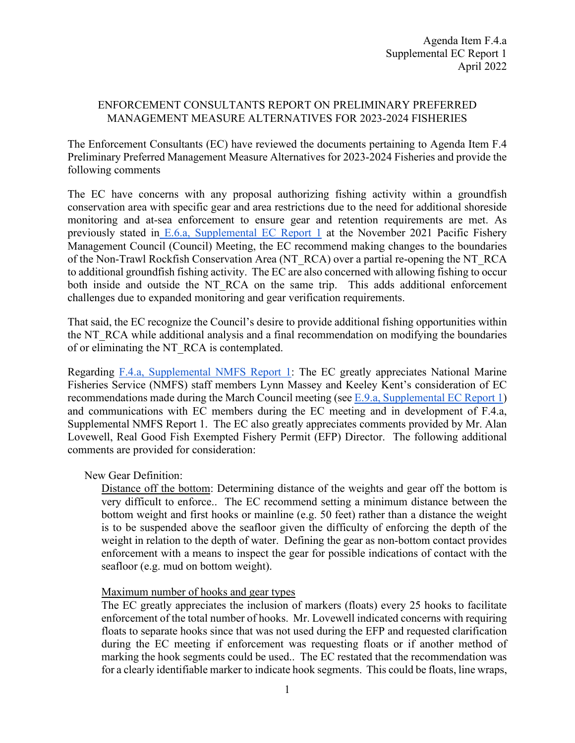Agenda Item F.4.a
Supplemental EC Report 1
April 2022

ENFORCEMENT CONSULTANTS REPORT ON PRELIMINARY PREFERRED MANAGEMENT MEASURE ALTERNATIVES FOR 2023-2024 FISHERIES

The Enforcement Consultants (EC) have reviewed the documents pertaining to Agenda Item F.4 Preliminary Preferred Management Measure Alternatives for 2023-2024 Fisheries and provide the following comments

The EC have concerns with any proposal authorizing fishing activity within a groundfish conservation area with specific gear and area restrictions due to the need for additional shoreside monitoring and at-sea enforcement to ensure gear and retention requirements are met. As previously stated in E.6.a, Supplemental EC Report 1 at the November 2021 Pacific Fishery Management Council (Council) Meeting, the EC recommend making changes to the boundaries of the Non-Trawl Rockfish Conservation Area (NT_RCA) over a partial re-opening the NT_RCA to additional groundfish fishing activity. The EC are also concerned with allowing fishing to occur both inside and outside the NT_RCA on the same trip. This adds additional enforcement challenges due to expanded monitoring and gear verification requirements.

That said, the EC recognize the Council's desire to provide additional fishing opportunities within the NT_RCA while additional analysis and a final recommendation on modifying the boundaries of or eliminating the NT_RCA is contemplated.

Regarding F.4.a, Supplemental NMFS Report 1: The EC greatly appreciates National Marine Fisheries Service (NMFS) staff members Lynn Massey and Keeley Kent's consideration of EC recommendations made during the March Council meeting (see E.9.a, Supplemental EC Report 1) and communications with EC members during the EC meeting and in development of F.4.a, Supplemental NMFS Report 1. The EC also greatly appreciates comments provided by Mr. Alan Lovewell, Real Good Fish Exempted Fishery Permit (EFP) Director. The following additional comments are provided for consideration:

New Gear Definition:

<u>Distance off the bottom</u>: Determining distance of the weights and gear off the bottom is very difficult to enforce.. The EC recommend setting a minimum distance between the bottom weight and first hooks or mainline (e.g. 50 feet) rather than a distance the weight is to be suspended above the seafloor given the difficulty of enforcing the depth of the weight in relation to the depth of water. Defining the gear as non-bottom contact provides enforcement with a means to inspect the gear for possible indications of contact with the seafloor (e.g. mud on bottom weight).

<u>Maximum number of hooks and gear types</u>

The EC greatly appreciates the inclusion of markers (floats) every 25 hooks to facilitate enforcement of the total number of hooks. Mr. Lovewell indicated concerns with requiring floats to separate hooks since that was not used during the EFP and requested clarification during the EC meeting if enforcement was requesting floats or if another method of marking the hook segments could be used.. The EC restated that the recommendation was for a clearly identifiable marker to indicate hook segments. This could be floats, line wraps,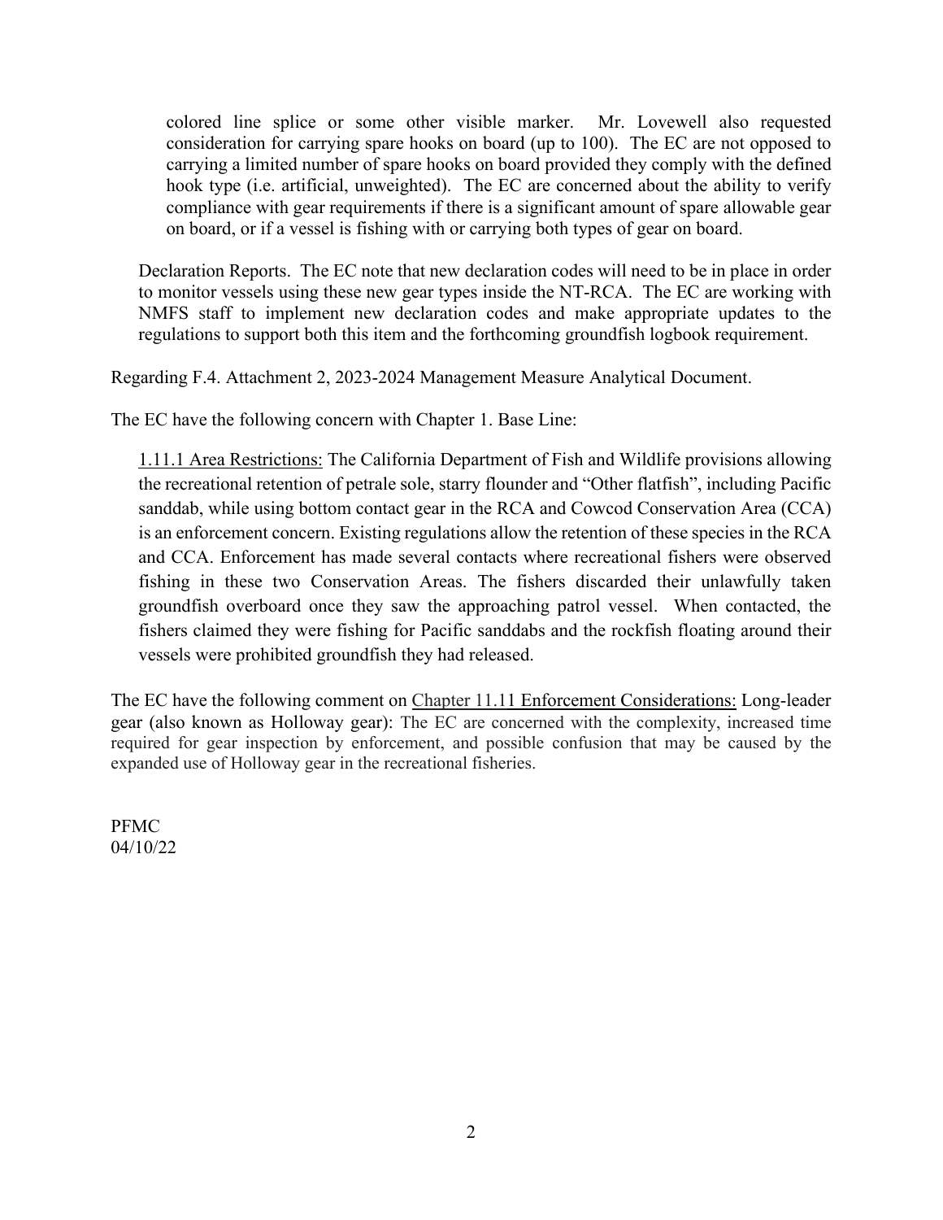colored line splice or some other visible marker. Mr. Lovewell also requested consideration for carrying spare hooks on board (up to 100). The EC are not opposed to carrying a limited number of spare hooks on board provided they comply with the defined hook type (i.e. artificial, unweighted). The EC are concerned about the ability to verify compliance with gear requirements if there is a significant amount of spare allowable gear on board, or if a vessel is fishing with or carrying both types of gear on board.

Declaration Reports. The EC note that new declaration codes will need to be in place in order to monitor vessels using these new gear types inside the NT-RCA. The EC are working with NMFS staff to implement new declaration codes and make appropriate updates to the regulations to support both this item and the forthcoming groundfish logbook requirement.

Regarding F.4. Attachment 2, 2023-2024 Management Measure Analytical Document.

The EC have the following concern with Chapter 1. Base Line:

1.11.1 Area Restrictions: The California Department of Fish and Wildlife provisions allowing the recreational retention of petrale sole, starry flounder and "Other flatfish", including Pacific sanddab, while using bottom contact gear in the RCA and Cowcod Conservation Area (CCA) is an enforcement concern. Existing regulations allow the retention of these species in the RCA and CCA. Enforcement has made several contacts where recreational fishers were observed fishing in these two Conservation Areas. The fishers discarded their unlawfully taken groundfish overboard once they saw the approaching patrol vessel. When contacted, the fishers claimed they were fishing for Pacific sanddabs and the rockfish floating around their vessels were prohibited groundfish they had released.

The EC have the following comment on Chapter 11.11 Enforcement Considerations: Long-leader gear (also known as Holloway gear): The EC are concerned with the complexity, increased time required for gear inspection by enforcement, and possible confusion that may be caused by the expanded use of Holloway gear in the recreational fisheries.

PFMC
04/10/22